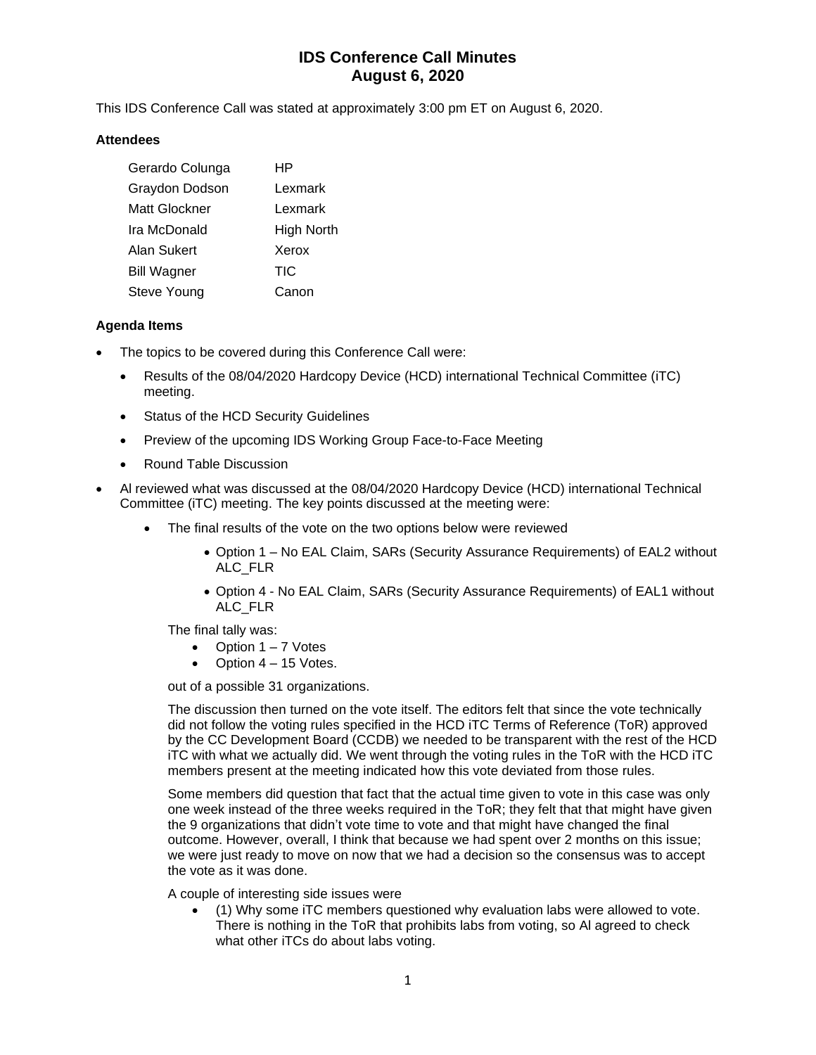# IDS Conference Call Minutes
# August 6, 2020

This IDS Conference Call was stated at approximately 3:00 pm ET on August 6, 2020.

**Attendees**

| | |
|---|---|
| Gerardo Colunga | HP |
| Graydon Dodson | Lexmark |
| Matt Glockner | Lexmark |
| Ira McDonald | High North |
| Alan Sukert | Xerox |
| Bill Wagner | TIC |
| Steve Young | Canon |

**Agenda Items**

- The topics to be covered during this Conference Call were:
  - Results of the 08/04/2020 Hardcopy Device (HCD) international Technical Committee (iTC) meeting.
  - Status of the HCD Security Guidelines
  - Preview of the upcoming IDS Working Group Face-to-Face Meeting
  - Round Table Discussion
- Al reviewed what was discussed at the 08/04/2020 Hardcopy Device (HCD) international Technical Committee (iTC) meeting. The key points discussed at the meeting were:
  - The final results of the vote on the two options below were reviewed
    - Option 1 – No EAL Claim, SARs (Security Assurance Requirements) of EAL2 without ALC_FLR
    - Option 4 - No EAL Claim, SARs (Security Assurance Requirements) of EAL1 without ALC_FLR

    The final tally was:
    - Option 1 – 7 Votes
    - Option 4 – 15 Votes.

    out of a possible 31 organizations.

    The discussion then turned on the vote itself. The editors felt that since the vote technically did not follow the voting rules specified in the HCD iTC Terms of Reference (ToR) approved by the CC Development Board (CCDB) we needed to be transparent with the rest of the HCD iTC with what we actually did. We went through the voting rules in the ToR with the HCD iTC members present at the meeting indicated how this vote deviated from those rules.

    Some members did question that fact that the actual time given to vote in this case was only one week instead of the three weeks required in the ToR; they felt that that might have given the 9 organizations that didn't vote time to vote and that might have changed the final outcome. However, overall, I think that because we had spent over 2 months on this issue; we were just ready to move on now that we had a decision so the consensus was to accept the vote as it was done.

    A couple of interesting side issues were
    - (1) Why some iTC members questioned why evaluation labs were allowed to vote. There is nothing in the ToR that prohibits labs from voting, so Al agreed to check what other iTCs do about labs voting.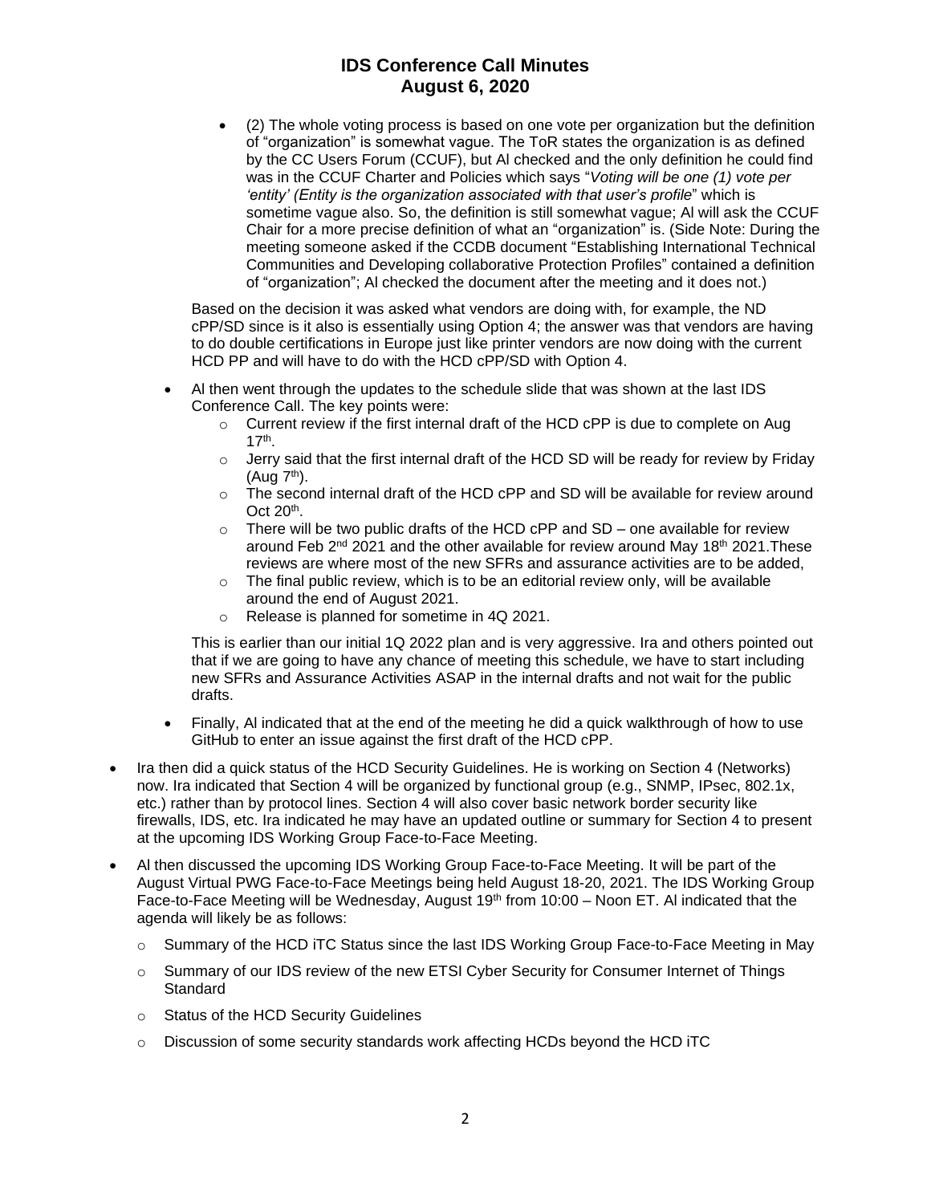- (2) The whole voting process is based on one vote per organization but the definition of "organization" is somewhat vague. The ToR states the organization is as defined by the CC Users Forum (CCUF), but Al checked and the only definition he could find was in the CCUF Charter and Policies which says "*Voting will be one (1) vote per 'entity' (Entity is the organization associated with that user's profile*" which is sometime vague also. So, the definition is still somewhat vague; Al will ask the CCUF Chair for a more precise definition of what an "organization" is. (Side Note: During the meeting someone asked if the CCDB document "Establishing International Technical Communities and Developing collaborative Protection Profiles" contained a definition of "organization"; Al checked the document after the meeting and it does not.)

  Based on the decision it was asked what vendors are doing with, for example, the ND cPP/SD since is it also is essentially using Option 4; the answer was that vendors are having to do double certifications in Europe just like printer vendors are now doing with the current HCD PP and will have to do with the HCD cPP/SD with Option 4.

- Al then went through the updates to the schedule slide that was shown at the last IDS Conference Call. The key points were:
  - Current review if the first internal draft of the HCD cPP is due to complete on Aug 17th.
  - Jerry said that the first internal draft of the HCD SD will be ready for review by Friday (Aug 7th).
  - The second internal draft of the HCD cPP and SD will be available for review around Oct 20th.
  - There will be two public drafts of the HCD cPP and SD – one available for review around Feb 2nd 2021 and the other available for review around May 18th 2021.These reviews are where most of the new SFRs and assurance activities are to be added,
  - The final public review, which is to be an editorial review only, will be available around the end of August 2021.
  - Release is planned for sometime in 4Q 2021.

  This is earlier than our initial 1Q 2022 plan and is very aggressive. Ira and others pointed out that if we are going to have any chance of meeting this schedule, we have to start including new SFRs and Assurance Activities ASAP in the internal drafts and not wait for the public drafts.

- Finally, Al indicated that at the end of the meeting he did a quick walkthrough of how to use GitHub to enter an issue against the first draft of the HCD cPP.

- Ira then did a quick status of the HCD Security Guidelines. He is working on Section 4 (Networks) now. Ira indicated that Section 4 will be organized by functional group (e.g., SNMP, IPsec, 802.1x, etc.) rather than by protocol lines. Section 4 will also cover basic network border security like firewalls, IDS, etc. Ira indicated he may have an updated outline or summary for Section 4 to present at the upcoming IDS Working Group Face-to-Face Meeting.

- Al then discussed the upcoming IDS Working Group Face-to-Face Meeting. It will be part of the August Virtual PWG Face-to-Face Meetings being held August 18-20, 2021. The IDS Working Group Face-to-Face Meeting will be Wednesday, August 19th from 10:00 – Noon ET. Al indicated that the agenda will likely be as follows:
  - Summary of the HCD iTC Status since the last IDS Working Group Face-to-Face Meeting in May
  - Summary of our IDS review of the new ETSI Cyber Security for Consumer Internet of Things Standard
  - Status of the HCD Security Guidelines
  - Discussion of some security standards work affecting HCDs beyond the HCD iTC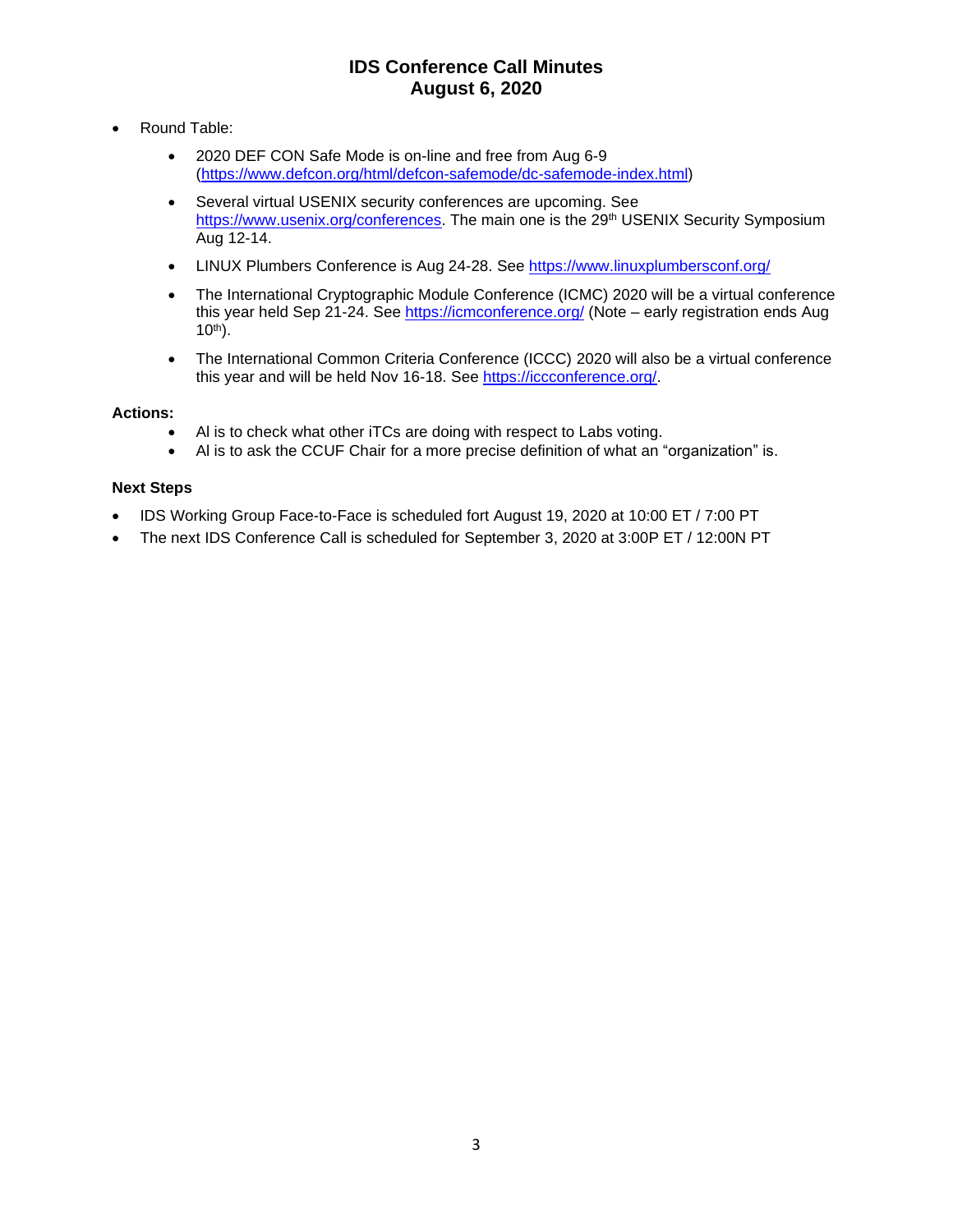- Round Table:
  - 2020 DEF CON Safe Mode is on-line and free from Aug 6-9 (https://www.defcon.org/html/defcon-safemode/dc-safemode-index.html)
  - Several virtual USENIX security conferences are upcoming. See https://www.usenix.org/conferences. The main one is the 29th USENIX Security Symposium Aug 12-14.
  - LINUX Plumbers Conference is Aug 24-28. See https://www.linuxplumbersconf.org/
  - The International Cryptographic Module Conference (ICMC) 2020 will be a virtual conference this year held Sep 21-24. See https://icmconference.org/ (Note – early registration ends Aug 10th).
  - The International Common Criteria Conference (ICCC) 2020 will also be a virtual conference this year and will be held Nov 16-18. See https://iccconference.org/.

**Actions:**

- Al is to check what other iTCs are doing with respect to Labs voting.
- Al is to ask the CCUF Chair for a more precise definition of what an "organization" is.

**Next Steps**

- IDS Working Group Face-to-Face is scheduled fort August 19, 2020 at 10:00 ET / 7:00 PT
- The next IDS Conference Call is scheduled for September 3, 2020 at 3:00P ET / 12:00N PT